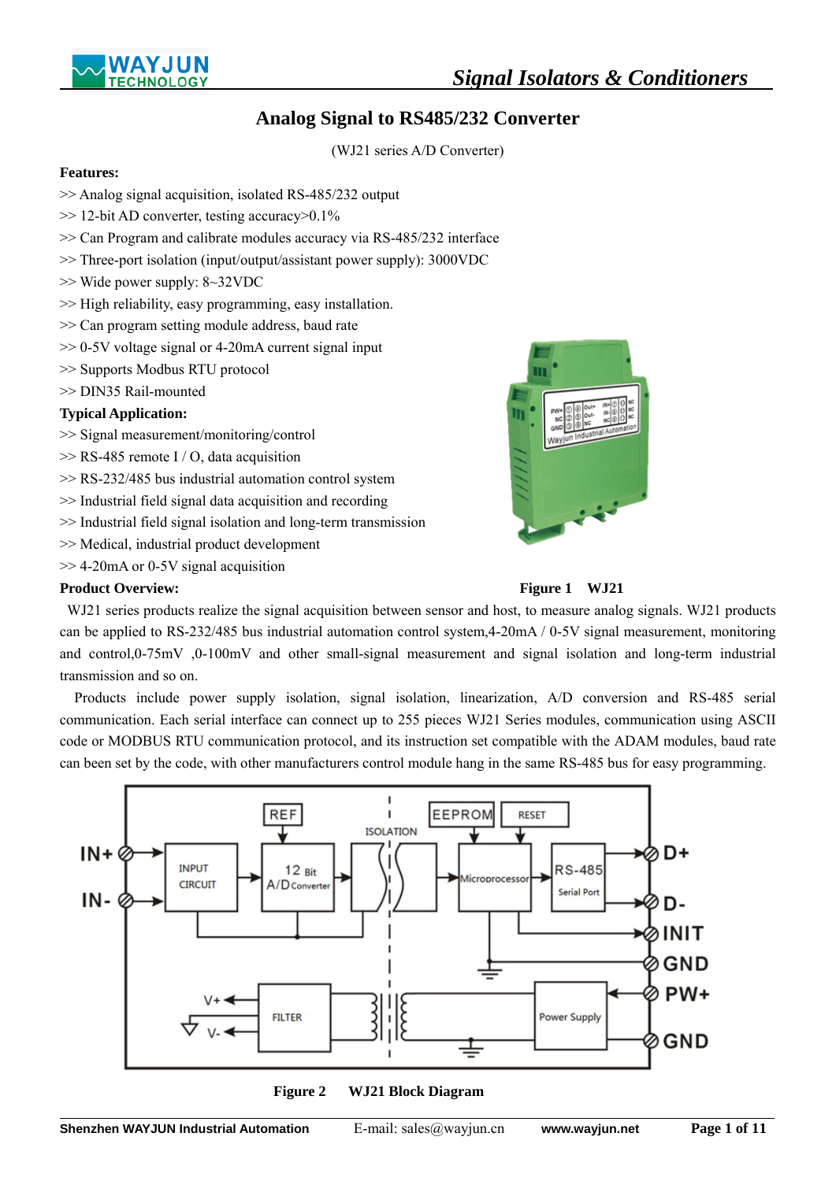# Analog Signal to RS485/232 Converter

(WJ21 series A/D Converter)

**Features:**

>> Analog signal acquisition, isolated RS-485/232 output
>> 12-bit AD converter, testing accuracy>0.1%
>> Can Program and calibrate modules accuracy via RS-485/232 interface
>> Three-port isolation (input/output/assistant power supply): 3000VDC
>> Wide power supply: 8~32VDC
>> High reliability, easy programming, easy installation.
>> Can program setting module address, baud rate
>> 0-5V voltage signal or 4-20mA current signal input
>> Supports Modbus RTU protocol
>> DIN35 Rail-mounted

**Typical Application:**

>> Signal measurement/monitoring/control
>> RS-485 remote I / O, data acquisition
>> RS-232/485 bus industrial automation control system
>> Industrial field signal data acquisition and recording
>> Industrial field signal isolation and long-term transmission
>> Medical, industrial product development
>> 4-20mA or 0-5V signal acquisition

**Figure 1 WJ21**

**Product Overview:**

WJ21 series products realize the signal acquisition between sensor and host, to measure analog signals. WJ21 products can be applied to RS-232/485 bus industrial automation control system,4-20mA / 0-5V signal measurement, monitoring and control,0-75mV ,0-100mV and other small-signal measurement and signal isolation and long-term industrial transmission and so on.

Products include power supply isolation, signal isolation, linearization, A/D conversion and RS-485 serial communication. Each serial interface can connect up to 255 pieces WJ21 Series modules, communication using ASCII code or MODBUS RTU communication protocol, and its instruction set compatible with the ADAM modules, baud rate can been set by the code, with other manufacturers control module hang in the same RS-485 bus for easy programming.

**Figure 2 WJ21 Block Diagram**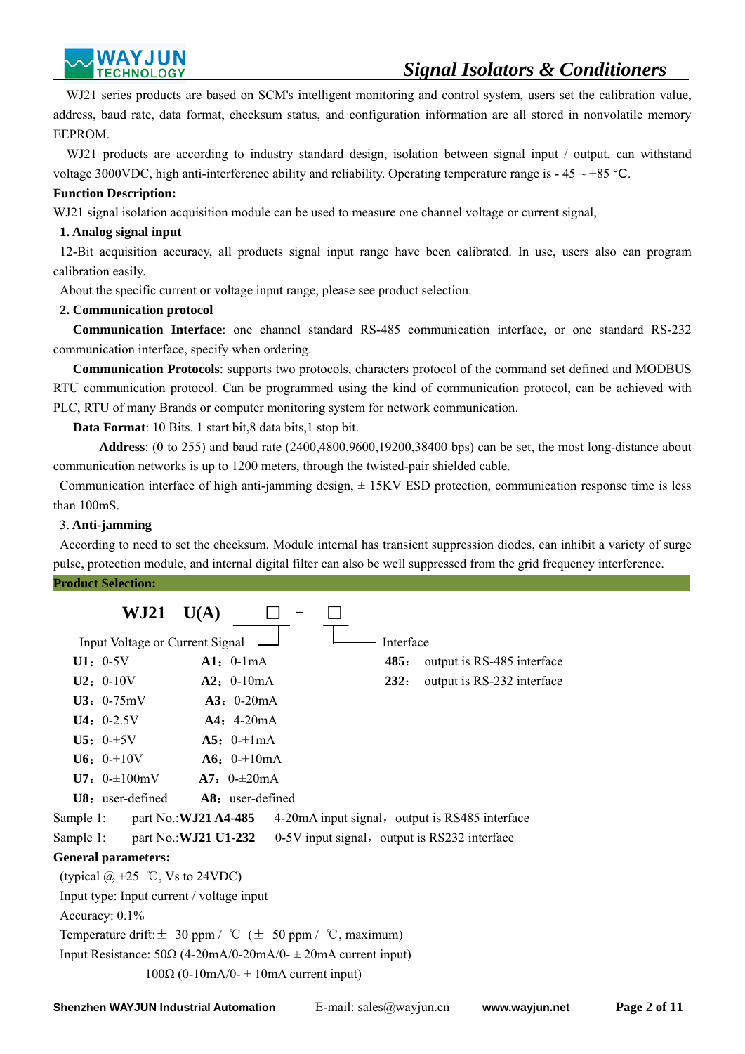WJ21 series products are based on SCM's intelligent monitoring and control system, users set the calibration value, address, baud rate, data format, checksum status, and configuration information are all stored in nonvolatile memory EEPROM.

WJ21 products are according to industry standard design, isolation between signal input / output, can withstand voltage 3000VDC, high anti-interference ability and reliability. Operating temperature range is - 45 ~ +85 ℃.

**Function Description:**

WJ21 signal isolation acquisition module can be used to measure one channel voltage or current signal,

**1. Analog signal input**

12-Bit acquisition accuracy, all products signal input range have been calibrated. In use, users also can program calibration easily.

About the specific current or voltage input range, please see product selection.

**2. Communication protocol**

**Communication Interface**: one channel standard RS-485 communication interface, or one standard RS-232 communication interface, specify when ordering.

**Communication Protocols**: supports two protocols, characters protocol of the command set defined and MODBUS RTU communication protocol. Can be programmed using the kind of communication protocol, can be achieved with PLC, RTU of many Brands or computer monitoring system for network communication.

**Data Format**: 10 Bits. 1 start bit,8 data bits,1 stop bit.

**Address**: (0 to 255) and baud rate (2400,4800,9600,19200,38400 bps) can be set, the most long-distance about communication networks is up to 1200 meters, through the twisted-pair shielded cable.

Communication interface of high anti-jamming design, ± 15KV ESD protection, communication response time is less than 100mS.

3. **Anti-jamming**

According to need to set the checksum. Module internal has transient suppression diodes, can inhibit a variety of surge pulse, protection module, and internal digital filter can also be well suppressed from the grid frequency interference.

**Product Selection:**

**WJ21 U(A)** ☐ - ☐

Input Voltage or Current Signal

| Voltage | Current |
|---|---|
| **U1**：0-5V | **A1**：0-1mA |
| **U2**：0-10V | **A2**：0-10mA |
| **U3**：0-75mV | **A3**：0-20mA |
| **U4**：0-2.5V | **A4**：4-20mA |
| **U5**：0-±5V | **A5**：0-±1mA |
| **U6**：0-±10V | **A6**：0-±10mA |
| **U7**：0-±100mV | **A7**：0-±20mA |
| **U8**：user-defined | **A8**：user-defined |

Interface

**485**： output is RS-485 interface

**232**： output is RS-232 interface

Sample 1: part No.:**WJ21 A4-485** 4-20mA input signal，output is RS485 interface

Sample 1: part No.:**WJ21 U1-232** 0-5V input signal，output is RS232 interface

**General parameters:**

(typical @ +25 ℃, Vs to 24VDC)

Input type: Input current / voltage input

Accuracy: 0.1%

Temperature drift: ± 30 ppm / ℃ (± 50 ppm / ℃, maximum)

Input Resistance: 50Ω (4-20mA/0-20mA/0- ± 20mA current input)

100Ω (0-10mA/0- ± 10mA current input)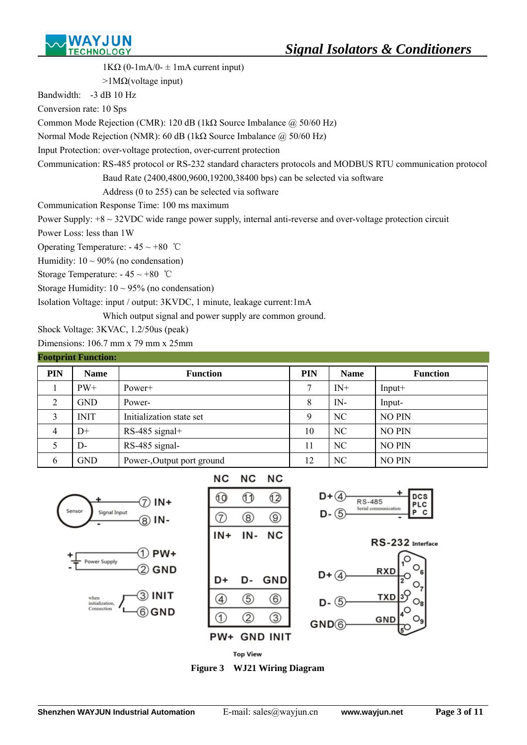1KΩ (0-1mA/0- ± 1mA current input)

>1MΩ(voltage input)

Bandwidth: -3 dB 10 Hz

Conversion rate: 10 Sps

Common Mode Rejection (CMR): 120 dB (1kΩ Source Imbalance @ 50/60 Hz)

Normal Mode Rejection (NMR): 60 dB (1kΩ Source Imbalance @ 50/60 Hz)

Input Protection: over-voltage protection, over-current protection

Communication: RS-485 protocol or RS-232 standard characters protocols and MODBUS RTU communication protocol

Baud Rate (2400,4800,9600,19200,38400 bps) can be selected via software

Address (0 to 255) can be selected via software

Communication Response Time: 100 ms maximum

Power Supply: +8 ~ 32VDC wide range power supply, internal anti-reverse and over-voltage protection circuit

Power Loss: less than 1W

Operating Temperature: - 45 ~ +80 ℃

Humidity: 10 ~ 90% (no condensation)

Storage Temperature: - 45 ~ +80 ℃

Storage Humidity: 10 ~ 95% (no condensation)

Isolation Voltage: input / output: 3KVDC, 1 minute, leakage current:1mA

Which output signal and power supply are common ground.

Shock Voltage: 3KVAC, 1.2/50us (peak)

Dimensions: 106.7 mm x 79 mm x 25mm

**Footprint Function:**

| PIN | Name | Function | PIN | Name | Function |
|---|---|---|---|---|---|
| 1 | PW+ | Power+ | 7 | IN+ | Input+ |
| 2 | GND | Power- | 8 | IN- | Input- |
| 3 | INIT | Initialization state set | 9 | NC | NO PIN |
| 4 | D+ | RS-485 signal+ | 10 | NC | NO PIN |
| 5 | D- | RS-485 signal- | 11 | NC | NO PIN |
| 6 | GND | Power-,Output port ground | 12 | NC | NO PIN |

**Figure 3 WJ21 Wiring Diagram**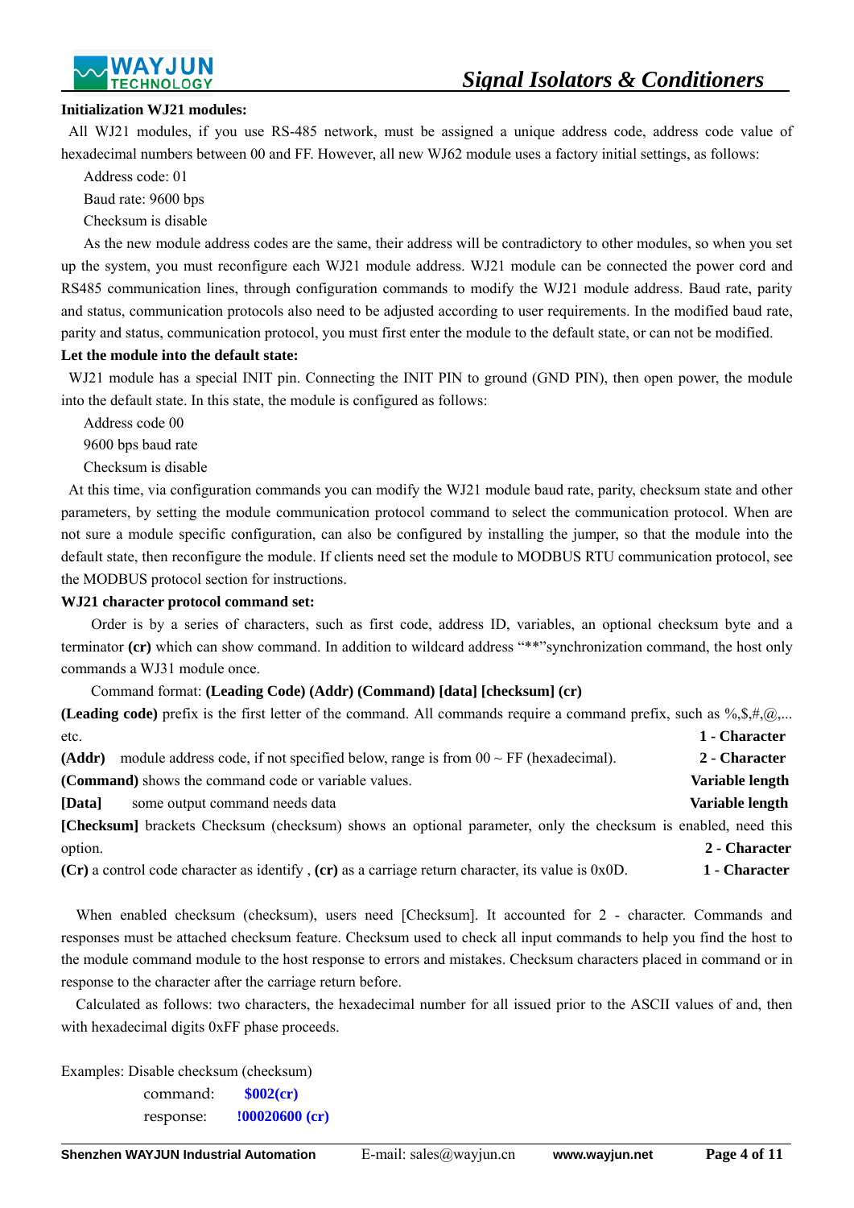**Initialization WJ21 modules:**

All WJ21 modules, if you use RS-485 network, must be assigned a unique address code, address code value of hexadecimal numbers between 00 and FF. However, all new WJ62 module uses a factory initial settings, as follows:

Address code: 01

Baud rate: 9600 bps

Checksum is disable

As the new module address codes are the same, their address will be contradictory to other modules, so when you set up the system, you must reconfigure each WJ21 module address. WJ21 module can be connected the power cord and RS485 communication lines, through configuration commands to modify the WJ21 module address. Baud rate, parity and status, communication protocols also need to be adjusted according to user requirements. In the modified baud rate, parity and status, communication protocol, you must first enter the module to the default state, or can not be modified.

**Let the module into the default state:**

WJ21 module has a special INIT pin. Connecting the INIT PIN to ground (GND PIN), then open power, the module into the default state. In this state, the module is configured as follows:

Address code 00

9600 bps baud rate

Checksum is disable

At this time, via configuration commands you can modify the WJ21 module baud rate, parity, checksum state and other parameters, by setting the module communication protocol command to select the communication protocol. When are not sure a module specific configuration, can also be configured by installing the jumper, so that the module into the default state, then reconfigure the module. If clients need set the module to MODBUS RTU communication protocol, see the MODBUS protocol section for instructions.

**WJ21 character protocol command set:**

Order is by a series of characters, such as first code, address ID, variables, an optional checksum byte and a terminator **(cr)** which can show command. In addition to wildcard address "**"synchronization command, the host only commands a WJ31 module once.

Command format: **(Leading Code) (Addr) (Command) [data] [checksum] (cr)**

**(Leading code)** prefix is the first letter of the command. All commands require a command prefix, such as %,$,#,@,... etc. **1 - Character**

**(Addr)** module address code, if not specified below, range is from 00 ~ FF (hexadecimal). **2 - Character**

**(Command)** shows the command code or variable values. **Variable length**

**[Data]** some output command needs data **Variable length**

**[Checksum]** brackets Checksum (checksum) shows an optional parameter, only the checksum is enabled, need this option. **2 - Character**

**(Cr)** a control code character as identify , **(cr)** as a carriage return character, its value is 0x0D. **1 - Character**

When enabled checksum (checksum), users need [Checksum]. It accounted for 2 - character. Commands and responses must be attached checksum feature. Checksum used to check all input commands to help you find the host to the module command module to the host response to errors and mistakes. Checksum characters placed in command or in response to the character after the carriage return before.

Calculated as follows: two characters, the hexadecimal number for all issued prior to the ASCII values of and, then with hexadecimal digits 0xFF phase proceeds.

Examples: Disable checksum (checksum)

command: **$002(cr)**

response: **!00020600 (cr)**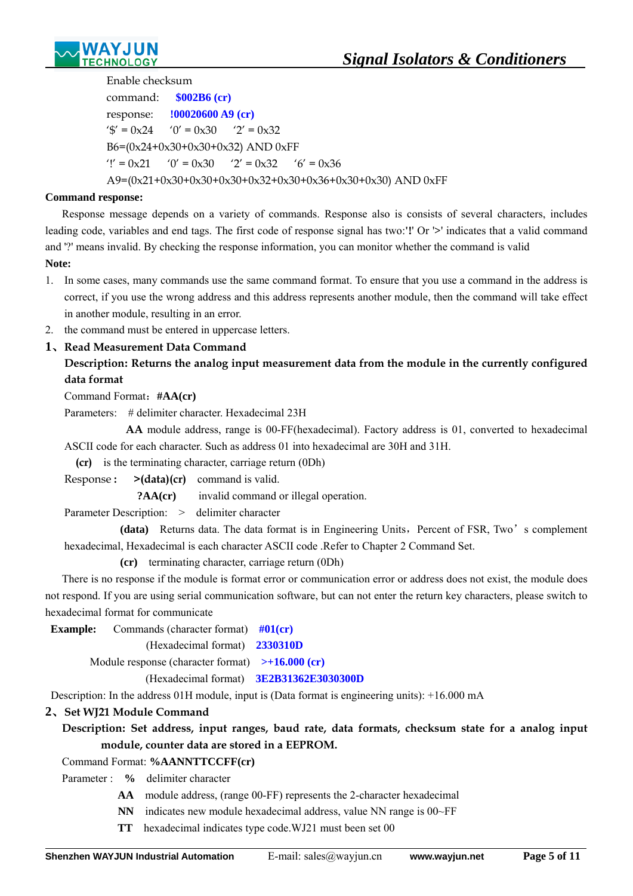Enable checksum

command: **$002B6 (cr)**

response: **!00020600 A9 (cr)**

'$' = 0x24  '0' = 0x30  '2' = 0x32

B6=(0x24+0x30+0x30+0x32) AND 0xFF

'!' = 0x21  '0' = 0x30  '2' = 0x32  '6' = 0x36

A9=(0x21+0x30+0x30+0x30+0x32+0x30+0x36+0x30+0x30) AND 0xFF

**Command response:**

Response message depends on a variety of commands. Response also is consists of several characters, includes leading code, variables and end tags. The first code of response signal has two:'!' Or '>' indicates that a valid command and '?' means invalid. By checking the response information, you can monitor whether the command is valid

**Note:**

1. In some cases, many commands use the same command format. To ensure that you use a command in the address is correct, if you use the wrong address and this address represents another module, then the command will take effect in another module, resulting in an error.
2. the command must be entered in uppercase letters.

## 1、Read Measurement Data Command

**Description: Returns the analog input measurement data from the module in the currently configured data format**

Command Format：**#AA(cr)**

Parameters: # delimiter character. Hexadecimal 23H

**AA** module address, range is 00-FF(hexadecimal). Factory address is 01, converted to hexadecimal ASCII code for each character. Such as address 01 into hexadecimal are 30H and 31H.

**(cr)** is the terminating character, carriage return (0Dh)

Response： **>(data)(cr)** command is valid.

**?AA(cr)** invalid command or illegal operation.

Parameter Description: > delimiter character

**(data)** Returns data. The data format is in Engineering Units，Percent of FSR, Two's complement hexadecimal, Hexadecimal is each character ASCII code .Refer to Chapter 2 Command Set.

**(cr)** terminating character, carriage return (0Dh)

There is no response if the module is format error or communication error or address does not exist, the module does not respond. If you are using serial communication software, but can not enter the return key characters, please switch to hexadecimal format for communicate

**Example:** Commands (character format) **#01(cr)**

(Hexadecimal format) **2330310D**

Module response (character format) **>+16.000 (cr)**

(Hexadecimal format) **3E2B31362E3030300D**

Description: In the address 01H module, input is (Data format is engineering units): +16.000 mA

## 2、Set WJ21 Module Command

**Description: Set address, input ranges, baud rate, data formats, checksum state for a analog input module, counter data are stored in a EEPROM.**

Command Format: **%AANNTTCCFF(cr)**

Parameter : **%** delimiter character

**AA** module address, (range 00-FF) represents the 2-character hexadecimal

**NN** indicates new module hexadecimal address, value NN range is 00~FF

**TT** hexadecimal indicates type code.WJ21 must been set 00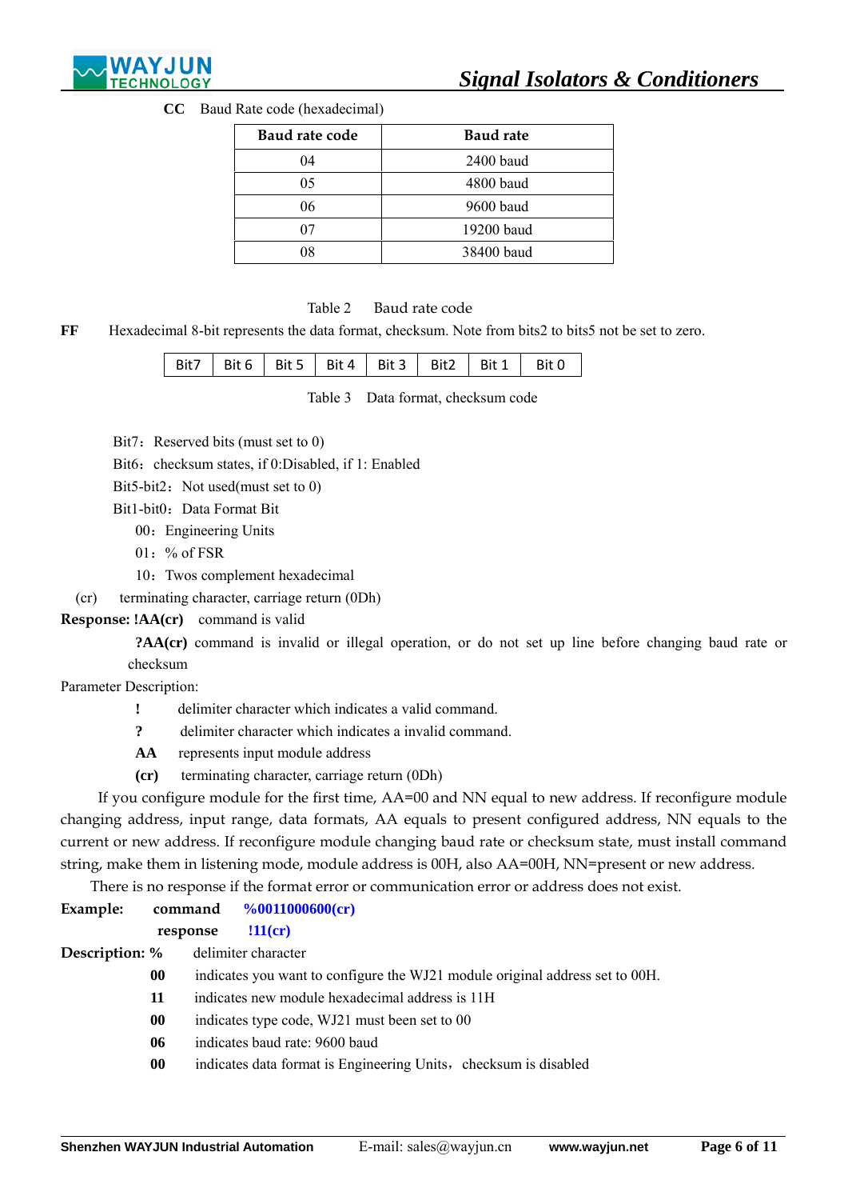**CC** Baud Rate code (hexadecimal)

| Baud rate code | Baud rate |
|---|---|
| 04 | 2400 baud |
| 05 | 4800 baud |
| 06 | 9600 baud |
| 07 | 19200 baud |
| 08 | 38400 baud |

Table 2 Baud rate code

**FF** Hexadecimal 8-bit represents the data format, checksum. Note from bits2 to bits5 not be set to zero.

| Bit7 | Bit 6 | Bit 5 | Bit 4 | Bit 3 | Bit2 | Bit 1 | Bit 0 |
|---|---|---|---|---|---|---|---|

Table 3 Data format, checksum code

Bit7：Reserved bits (must set to 0)

Bit6：checksum states, if 0:Disabled, if 1: Enabled

Bit5-bit2：Not used(must set to 0)

Bit1-bit0：Data Format Bit

00：Engineering Units

01：% of FSR

10：Twos complement hexadecimal

(cr) terminating character, carriage return (0Dh)

**Response: !AA(cr)** command is valid

**?AA(cr)** command is invalid or illegal operation, or do not set up line before changing baud rate or checksum

Parameter Description:

**!** delimiter character which indicates a valid command.

**?** delimiter character which indicates a invalid command.

**AA** represents input module address

**(cr)** terminating character, carriage return (0Dh)

If you configure module for the first time, AA=00 and NN equal to new address. If reconfigure module changing address, input range, data formats, AA equals to present configured address, NN equals to the current or new address. If reconfigure module changing baud rate or checksum state, must install command string, make them in listening mode, module address is 00H, also AA=00H, NN=present or new address.

There is no response if the format error or communication error or address does not exist.

**Example:** **command** **%0011000600(cr)**

**response** **!11(cr)**

**Description: %** delimiter character

**00** indicates you want to configure the WJ21 module original address set to 00H.

**11** indicates new module hexadecimal address is 11H

**00** indicates type code, WJ21 must been set to 00

**06** indicates baud rate: 9600 baud

**00** indicates data format is Engineering Units，checksum is disabled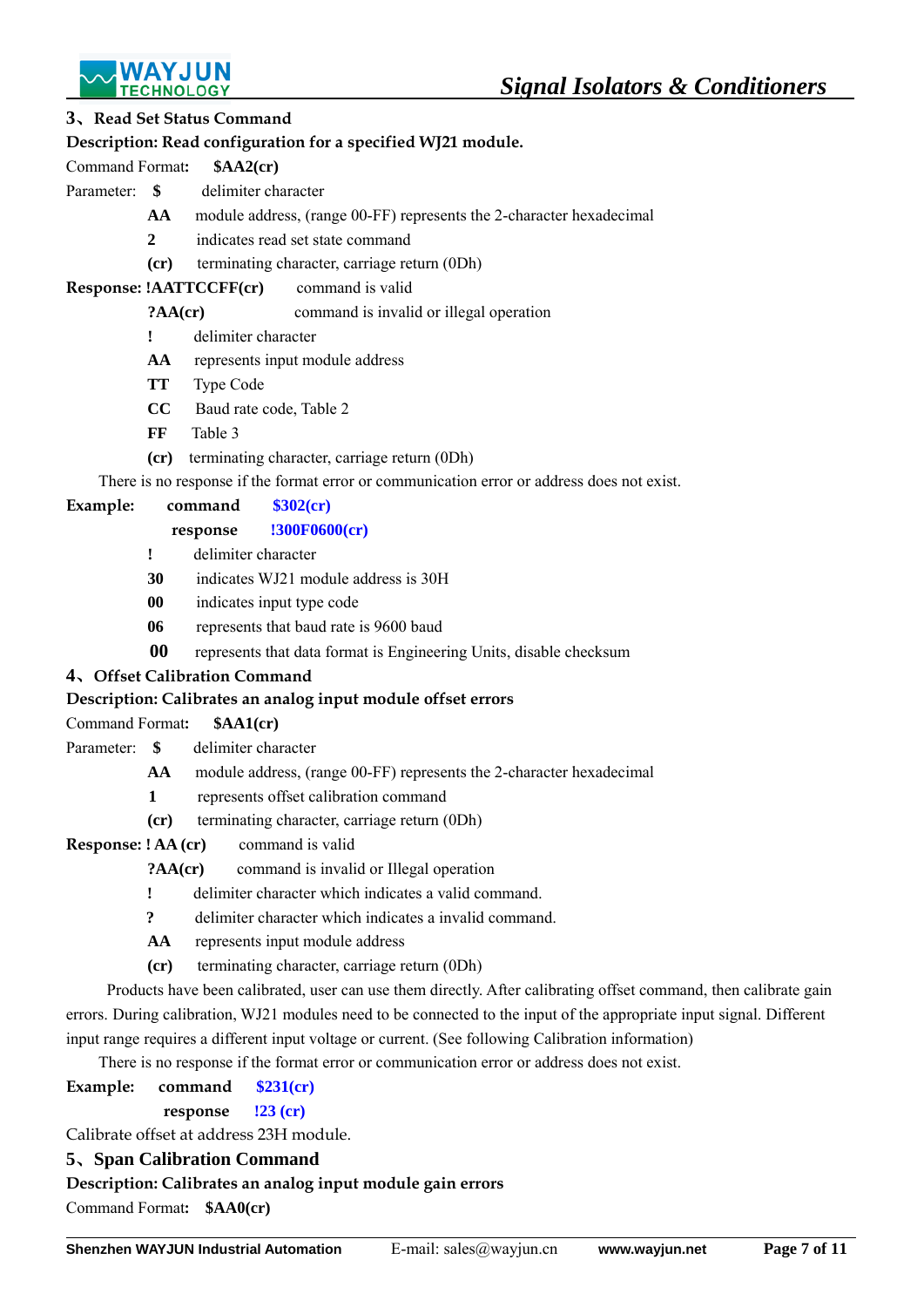### 3、Read Set Status Command

**Description: Read configuration for a specified WJ21 module.**

Command Format**:** **$AA2(cr)**

Parameter: **$** delimiter character

**AA** module address, (range 00-FF) represents the 2-character hexadecimal

**2** indicates read set state command

**(cr)** terminating character, carriage return (0Dh)

**Response: !AATTCCFF(cr)** command is valid

**?AA(cr)** command is invalid or illegal operation

**!** delimiter character

**AA** represents input module address

**TT** Type Code

**CC** Baud rate code, Table 2

**FF** Table 3

**(cr)** terminating character, carriage return (0Dh)

There is no response if the format error or communication error or address does not exist.

**Example:** **command** **$302(cr)**

**response** **!300F0600(cr)**

**!** delimiter character

**30** indicates WJ21 module address is 30H

**00** indicates input type code

**06** represents that baud rate is 9600 baud

**00** represents that data format is Engineering Units, disable checksum

### 4、Offset Calibration Command

**Description: Calibrates an analog input module offset errors**

Command Format**:** **$AA1(cr)**

Parameter: **$** delimiter character

**AA** module address, (range 00-FF) represents the 2-character hexadecimal

**1** represents offset calibration command

**(cr)** terminating character, carriage return (0Dh)

**Response: ! AA (cr)** command is valid

**?AA(cr)** command is invalid or Illegal operation

**!** delimiter character which indicates a valid command.

**?** delimiter character which indicates a invalid command.

**AA** represents input module address

**(cr)** terminating character, carriage return (0Dh)

Products have been calibrated, user can use them directly. After calibrating offset command, then calibrate gain errors. During calibration, WJ21 modules need to be connected to the input of the appropriate input signal. Different input range requires a different input voltage or current. (See following Calibration information)

There is no response if the format error or communication error or address does not exist.

**Example:** **command** **$231(cr)**

**response** **!23 (cr)**

Calibrate offset at address 23H module.

### 5、Span Calibration Command

**Description: Calibrates an analog input module gain errors**

Command Format**:** **$AA0(cr)**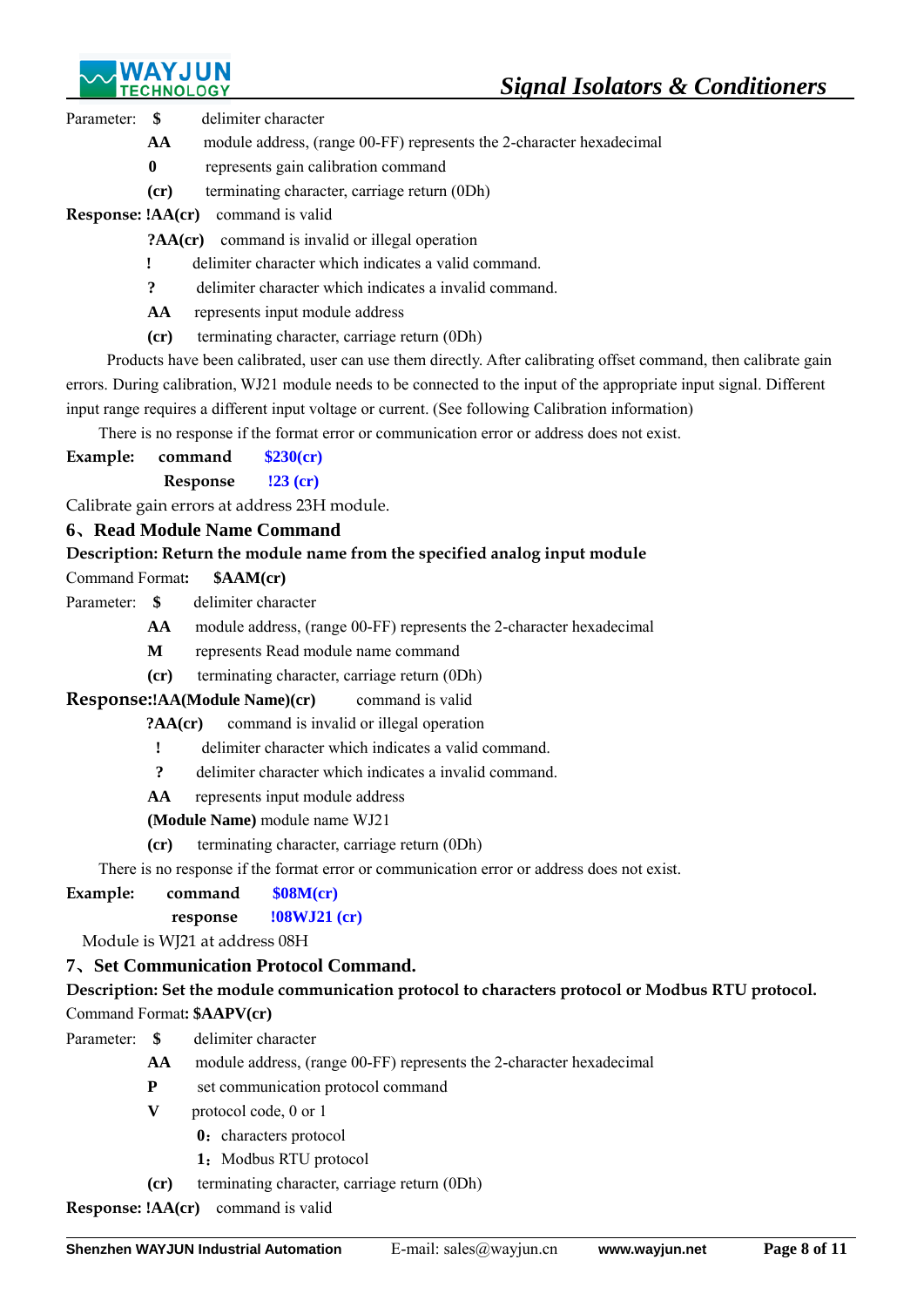Parameter: **$** delimiter character

**AA** module address, (range 00-FF) represents the 2-character hexadecimal

**0** represents gain calibration command

**(cr)** terminating character, carriage return (0Dh)

**Response: !AA(cr)** command is valid

**?AA(cr)** command is invalid or illegal operation

**!** delimiter character which indicates a valid command.

**?** delimiter character which indicates a invalid command.

**AA** represents input module address

**(cr)** terminating character, carriage return (0Dh)

Products have been calibrated, user can use them directly. After calibrating offset command, then calibrate gain errors. During calibration, WJ21 module needs to be connected to the input of the appropriate input signal. Different input range requires a different input voltage or current. (See following Calibration information)

There is no response if the format error or communication error or address does not exist.

**Example:** **command** **$230(cr)**

**Response** **!23 (cr)**

Calibrate gain errors at address 23H module.

### 6、Read Module Name Command

**Description: Return the module name from the specified analog input module**

Command Format**:** **$AAM(cr)**

Parameter: **$** delimiter character

**AA** module address, (range 00-FF) represents the 2-character hexadecimal

**M** represents Read module name command

**(cr)** terminating character, carriage return (0Dh)

**Response:!AA(Module Name)(cr)** command is valid

**?AA(cr)** command is invalid or illegal operation

**!** delimiter character which indicates a valid command.

**?** delimiter character which indicates a invalid command.

**AA** represents input module address

**(Module Name)** module name WJ21

**(cr)** terminating character, carriage return (0Dh)

There is no response if the format error or communication error or address does not exist.

**Example:** **command** **$08M(cr)**

**response** **!08WJ21 (cr)**

Module is WJ21 at address 08H

### 7、Set Communication Protocol Command.

**Description: Set the module communication protocol to characters protocol or Modbus RTU protocol.**

Command Format**: $AAPV(cr)**

Parameter: **$** delimiter character

**AA** module address, (range 00-FF) represents the 2-character hexadecimal

**P** set communication protocol command

**V** protocol code, 0 or 1

**0**：characters protocol

**1**：Modbus RTU protocol

**(cr)** terminating character, carriage return (0Dh)

**Response: !AA(cr)** command is valid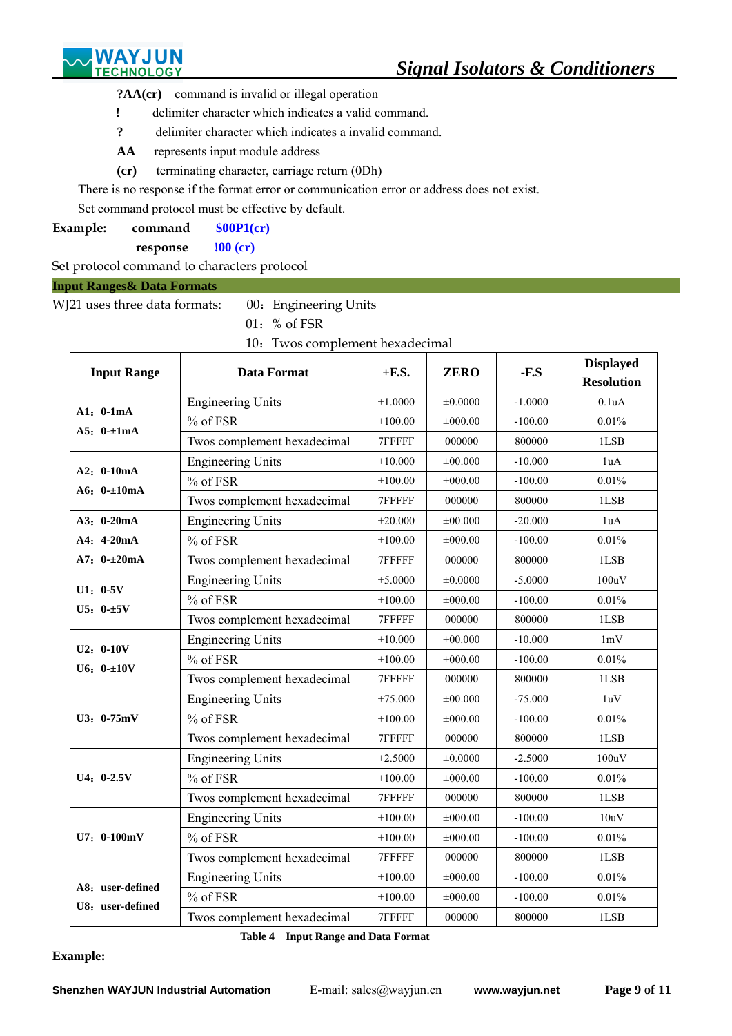**?AA(cr)** command is invalid or illegal operation

**!** delimiter character which indicates a valid command.

**?** delimiter character which indicates a invalid command.

**AA** represents input module address

**(cr)** terminating character, carriage return (0Dh)

There is no response if the format error or communication error or address does not exist.

Set command protocol must be effective by default.

**Example: command $00P1(cr)**

**response !00 (cr)**

Set protocol command to characters protocol

**Input Ranges& Data Formats**

WJ21 uses three data formats: 00：Engineering Units

01：% of FSR

10：Twos complement hexadecimal

| Input Range | Data Format | +F.S. | ZERO | -F.S | Displayed Resolution |
|---|---|---|---|---|---|
| A1：0-1mA<br>A5：0-±1mA | Engineering Units | +1.0000 | ±0.0000 | -1.0000 | 0.1uA |
| | % of FSR | +100.00 | ±000.00 | -100.00 | 0.01% |
| | Twos complement hexadecimal | 7FFFFF | 000000 | 800000 | 1LSB |
| A2：0-10mA<br>A6：0-±10mA | Engineering Units | +10.000 | ±00.000 | -10.000 | 1uA |
| | % of FSR | +100.00 | ±000.00 | -100.00 | 0.01% |
| | Twos complement hexadecimal | 7FFFFF | 000000 | 800000 | 1LSB |
| A3：0-20mA<br>A4：4-20mA<br>A7：0-±20mA | Engineering Units | +20.000 | ±00.000 | -20.000 | 1uA |
| | % of FSR | +100.00 | ±000.00 | -100.00 | 0.01% |
| | Twos complement hexadecimal | 7FFFFF | 000000 | 800000 | 1LSB |
| U1：0-5V<br>U5：0-±5V | Engineering Units | +5.0000 | ±0.0000 | -5.0000 | 100uV |
| | % of FSR | +100.00 | ±000.00 | -100.00 | 0.01% |
| | Twos complement hexadecimal | 7FFFFF | 000000 | 800000 | 1LSB |
| U2：0-10V<br>U6：0-±10V | Engineering Units | +10.000 | ±00.000 | -10.000 | 1mV |
| | % of FSR | +100.00 | ±000.00 | -100.00 | 0.01% |
| | Twos complement hexadecimal | 7FFFFF | 000000 | 800000 | 1LSB |
| U3：0-75mV | Engineering Units | +75.000 | ±00.000 | -75.000 | 1uV |
| | % of FSR | +100.00 | ±000.00 | -100.00 | 0.01% |
| | Twos complement hexadecimal | 7FFFFF | 000000 | 800000 | 1LSB |
| U4：0-2.5V | Engineering Units | +2.5000 | ±0.0000 | -2.5000 | 100uV |
| | % of FSR | +100.00 | ±000.00 | -100.00 | 0.01% |
| | Twos complement hexadecimal | 7FFFFF | 000000 | 800000 | 1LSB |
| U7：0-100mV | Engineering Units | +100.00 | ±000.00 | -100.00 | 10uV |
| | % of FSR | +100.00 | ±000.00 | -100.00 | 0.01% |
| | Twos complement hexadecimal | 7FFFFF | 000000 | 800000 | 1LSB |
| A8：user-defined<br>U8：user-defined | Engineering Units | +100.00 | ±000.00 | -100.00 | 0.01% |
| | % of FSR | +100.00 | ±000.00 | -100.00 | 0.01% |
| | Twos complement hexadecimal | 7FFFFF | 000000 | 800000 | 1LSB |

**Table 4 Input Range and Data Format**

**Example:**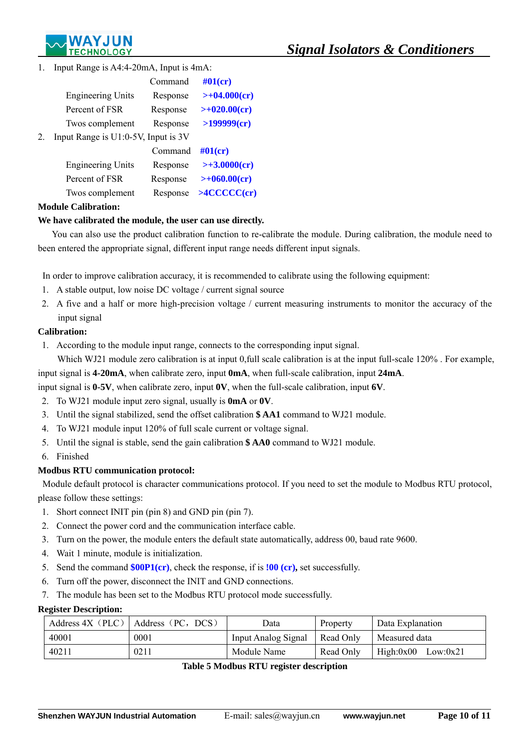1. Input Range is A4:4-20mA, Input is 4mA:

| | | |
|---|---|---|
| | Command | **#01(cr)** |
| Engineering Units | Response | **>+04.000(cr)** |
| Percent of FSR | Response | **>+020.00(cr)** |
| Twos complement | Response | **>199999(cr)** |

2. Input Range is U1:0-5V, Input is 3V

| | | |
|---|---|---|
| | Command | **#01(cr)** |
| Engineering Units | Response | **>+3.0000(cr)** |
| Percent of FSR | Response | **>+060.00(cr)** |
| Twos complement | Response | **>4CCCCC(cr)** |

**Module Calibration:**

**We have calibrated the module, the user can use directly.**

You can also use the product calibration function to re-calibrate the module. During calibration, the module need to been entered the appropriate signal, different input range needs different input signals.

In order to improve calibration accuracy, it is recommended to calibrate using the following equipment:

1. A stable output, low noise DC voltage / current signal source
2. A five and a half or more high-precision voltage / current measuring instruments to monitor the accuracy of the input signal

**Calibration:**

1. According to the module input range, connects to the corresponding input signal.

   Which WJ21 module zero calibration is at input 0,full scale calibration is at the input full-scale 120% . For example, input signal is **4-20mA**, when calibrate zero, input **0mA**, when full-scale calibration, input **24mA**.
   input signal is **0-5V**, when calibrate zero, input **0V**, when the full-scale calibration, input **6V**.
2. To WJ21 module input zero signal, usually is **0mA** or **0V**.
3. Until the signal stabilized, send the offset calibration **$ AA1** command to WJ21 module.
4. To WJ21 module input 120% of full scale current or voltage signal.
5. Until the signal is stable, send the gain calibration **$ AA0** command to WJ21 module.
6. Finished

**Modbus RTU communication protocol:**

Module default protocol is character communications protocol. If you need to set the module to Modbus RTU protocol, please follow these settings:

1. Short connect INIT pin (pin 8) and GND pin (pin 7).
2. Connect the power cord and the communication interface cable.
3. Turn on the power, the module enters the default state automatically, address 00, baud rate 9600.
4. Wait 1 minute, module is initialization.
5. Send the command **$00P1(cr)**, check the response, if is **!00 (cr),** set successfully.
6. Turn off the power, disconnect the INIT and GND connections.
7. The module has been set to the Modbus RTU protocol mode successfully.

**Register Description:**

| Address 4X（PLC） | Address（PC，DCS） | Data | Property | Data Explanation |
|---|---|---|---|---|
| 40001 | 0001 | Input Analog Signal | Read Only | Measured data |
| 40211 | 0211 | Module Name | Read Only | High:0x00　Low:0x21 |

**Table 5 Modbus RTU register description**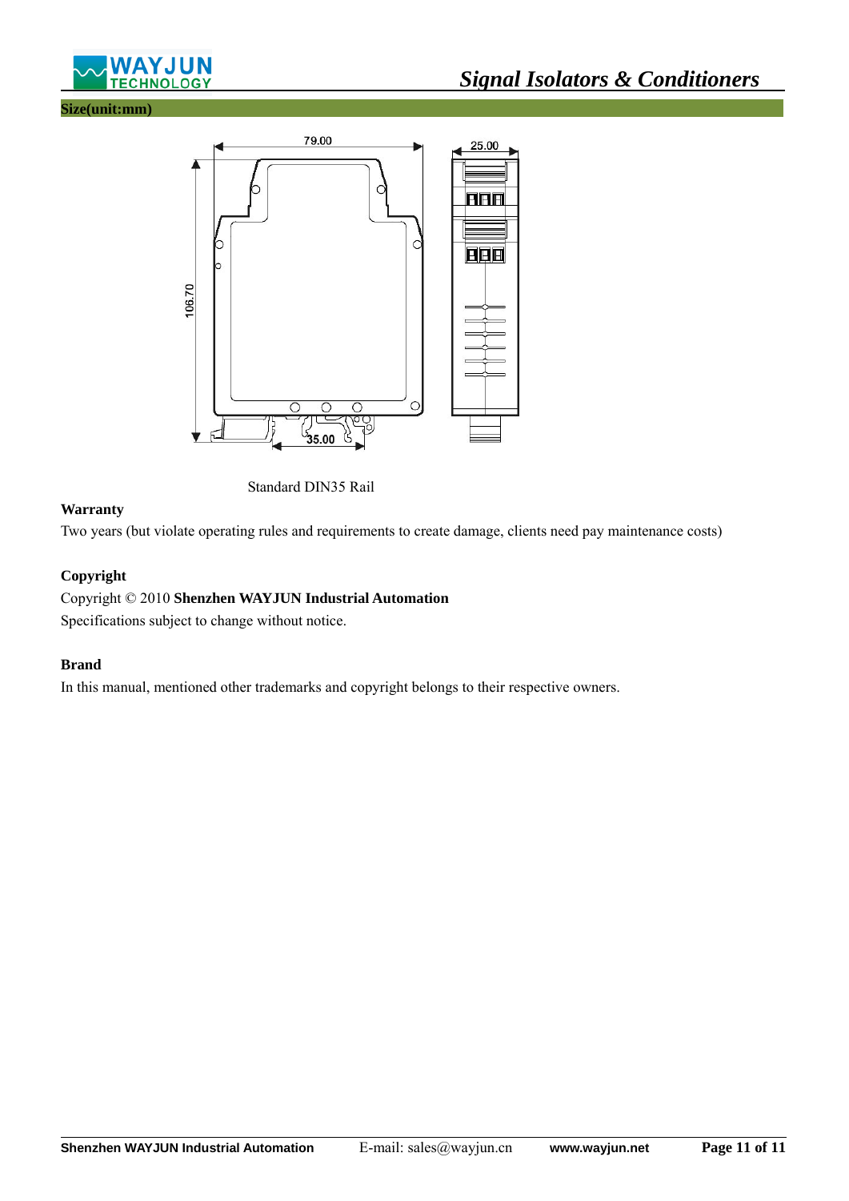## Size(unit:mm)

79.00

25.00

106.70

35.00

Standard DIN35 Rail

**Warranty**

Two years (but violate operating rules and requirements to create damage, clients need pay maintenance costs)

**Copyright**

Copyright © 2010 **Shenzhen WAYJUN Industrial Automation**

Specifications subject to change without notice.

**Brand**

In this manual, mentioned other trademarks and copyright belongs to their respective owners.